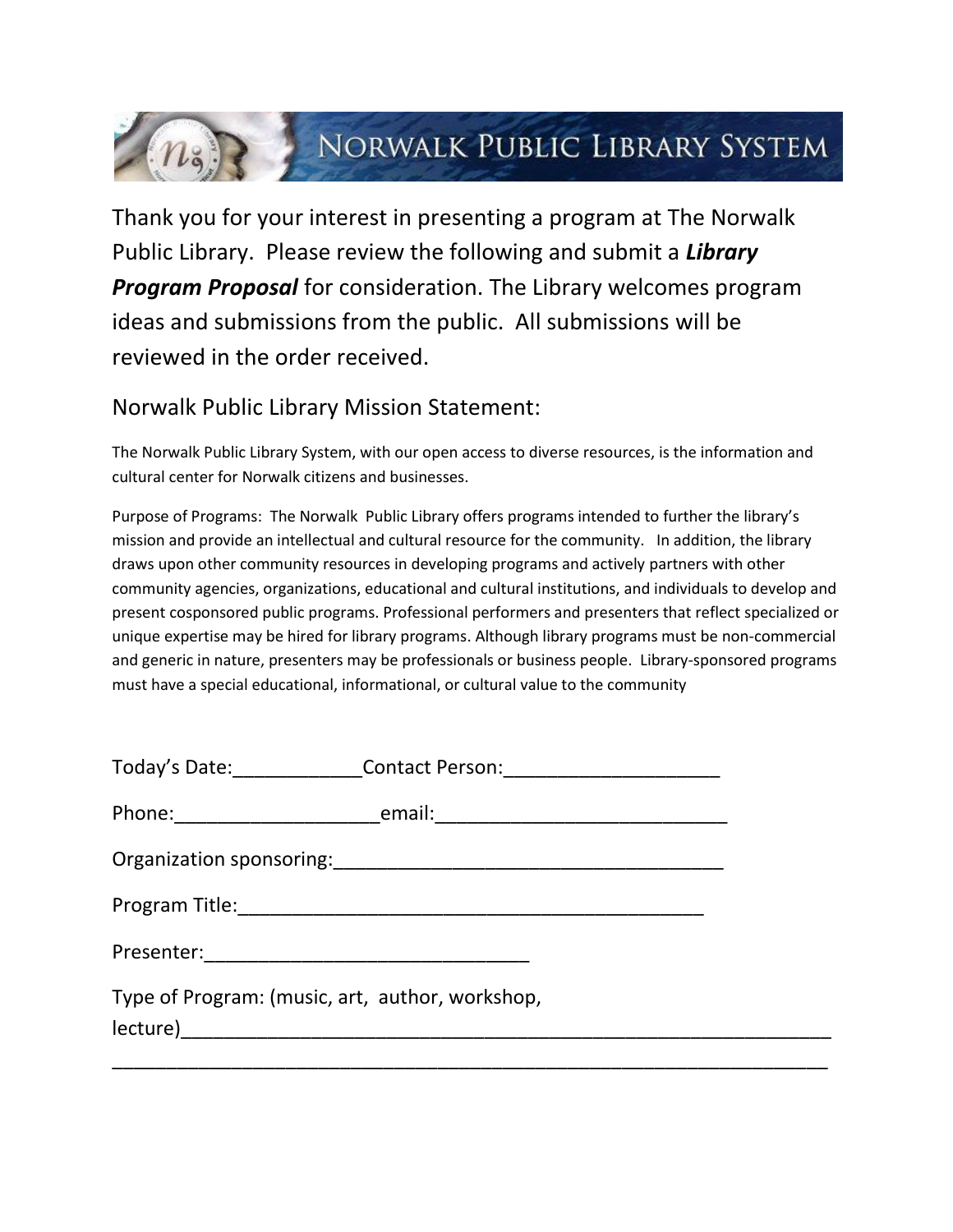# NORWALK PUBLIC LIBRARY SYSTEM

Thank you for your interest in presenting a program at The Norwalk Public Library. Please review the following and submit a ***Library Program Proposal*** for consideration. The Library welcomes program ideas and submissions from the public. All submissions will be reviewed in the order received.

## Norwalk Public Library Mission Statement:

The Norwalk Public Library System, with our open access to diverse resources, is the information and cultural center for Norwalk citizens and businesses.

Purpose of Programs: The Norwalk Public Library offers programs intended to further the library's mission and provide an intellectual and cultural resource for the community. In addition, the library draws upon other community resources in developing programs and actively partners with other community agencies, organizations, educational and cultural institutions, and individuals to develop and present cosponsored public programs. Professional performers and presenters that reflect specialized or unique expertise may be hired for library programs. Although library programs must be non-commercial and generic in nature, presenters may be professionals or business people. Library-sponsored programs must have a special educational, informational, or cultural value to the community

Today's Date:____________Contact Person:____________________

Phone:___________________email:___________________________

Organization sponsoring:____________________________________

Program Title:____________________________________________

Presenter:______________________________

Type of Program: (music, art, author, workshop, lecture)______________________________________________________________

_________________________________________________________________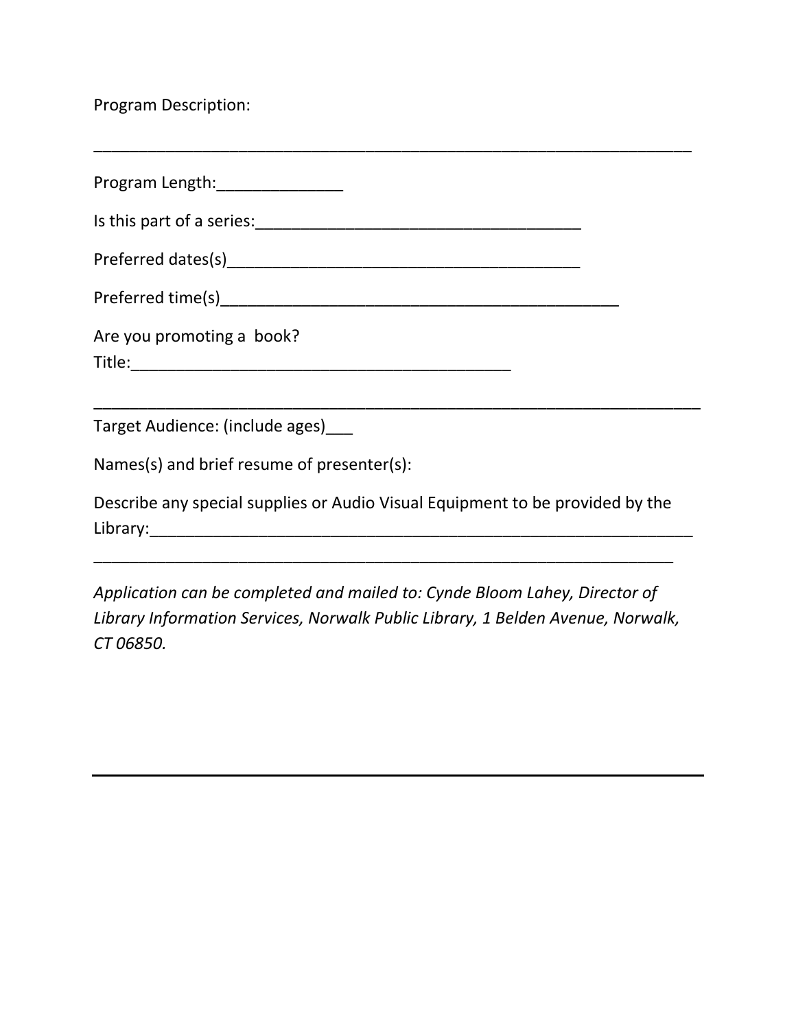Program Description:

________________________________________________________________

Program Length:______________

Is this part of a series:_____________________________________

Preferred dates(s)________________________________________

Preferred time(s)_____________________________________________

Are you promoting a  book?
Title:___________________________________________

_________________________________________________________________

Target Audience: (include ages)___

Names(s) and brief resume of presenter(s):

Describe any special supplies or Audio Visual Equipment to be provided by the Library:_______________________________________________________________

_________________________________________________________________

*Application can be completed and mailed to: Cynde Bloom Lahey, Director of Library Information Services, Norwalk Public Library, 1 Belden Avenue, Norwalk, CT 06850.*

---